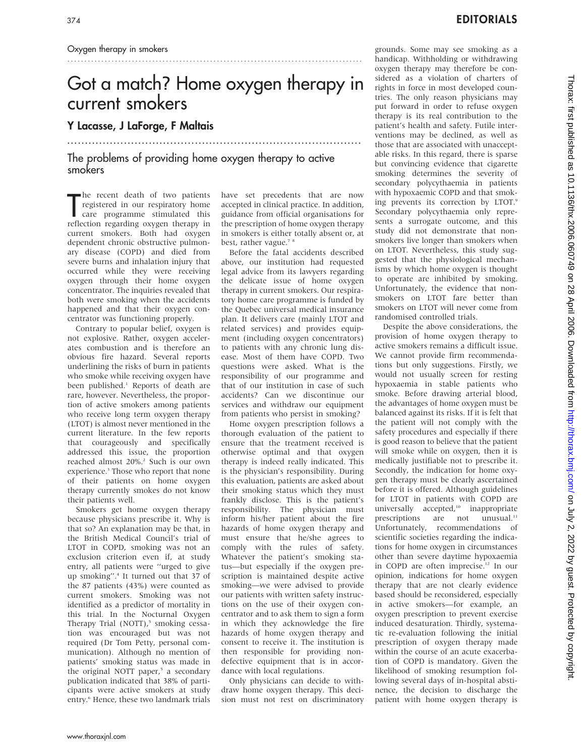Oxygen therapy in smokers

# Got a match? Home oxygen therapy in current smokers

## Y Lacasse, J LaForge, F Maltais

### The problems of providing home oxygen therapy to active smokers

The recent death of two patients registered in our respiratory home care programme stimulated this reflection regarding oxygen therapy in current smokers. Both had oxygen dependent chronic obstructive pulmonary disease (COPD) and died from severe burns and inhalation injury that occurred while they were receiving oxygen through their home oxygen concentrator. The inquiries revealed that both were smoking when the accidents happened and that their oxygen concentrator was functioning properly.

Contrary to popular belief, oxygen is not explosive. Rather, oxygen accelerates combustion and is therefore an obvious fire hazard. Several reports underlining the risks of burn in patients who smoke while receiving oxygen have been published.[1] Reports of death are rare, however. Nevertheless, the proportion of active smokers among patients who receive long term oxygen therapy (LTOT) is almost never mentioned in the current literature. In the few reports that courageously and specifically addressed this issue, the proportion reached almost 20%.[2] Such is our own experience.[3] Those who report that none of their patients on home oxygen therapy currently smokes do not know their patients well.

Smokers get home oxygen therapy because physicians prescribe it. Why is that so? An explanation may be that, in the British Medical Council's trial of LTOT in COPD, smoking was not an exclusion criterion even if, at study entry, all patients were "urged to give up smoking".[4] It turned out that 37 of the 87 patients (43%) were counted as current smokers. Smoking was not identified as a predictor of mortality in this trial. In the Nocturnal Oxygen Therapy Trial (NOTT),[5] smoking cessation was encouraged but was not required (Dr Tom Petty, personal communication). Although no mention of patients' smoking status was made in the original NOTT paper,[5] a secondary publication indicated that 38% of participants were active smokers at study entry.[6] Hence, these two landmark trials have set precedents that are now accepted in clinical practice. In addition, guidance from official organisations for the prescription of home oxygen therapy in smokers is either totally absent or, at best, rather vague.[7,8]

Before the fatal accidents described above, our institution had requested legal advice from its lawyers regarding the delicate issue of home oxygen therapy in current smokers. Our respiratory home care programme is funded by the Quebec universal medical insurance plan. It delivers care (mainly LTOT and related services) and provides equipment (including oxygen concentrators) to patients with any chronic lung disease. Most of them have COPD. Two questions were asked. What is the responsibility of our programme and that of our institution in case of such accidents? Can we discontinue our services and withdraw our equipment from patients who persist in smoking?

Home oxygen prescription follows a thorough evaluation of the patient to ensure that the treatment received is otherwise optimal and that oxygen therapy is indeed really indicated. This is the physician's responsibility. During this evaluation, patients are asked about their smoking status which they must frankly disclose. This is the patient's responsibility. The physician must inform his/her patient about the fire hazards of home oxygen therapy and must ensure that he/she agrees to comply with the rules of safety. Whatever the patient's smoking status—but especially if the oxygen prescription is maintained despite active smoking—we were advised to provide our patients with written safety instructions on the use of their oxygen concentrator and to ask them to sign a form in which they acknowledge the fire hazards of home oxygen therapy and consent to receive it. The institution is then responsible for providing nondefective equipment that is in accordance with local regulations.

Only physicians can decide to withdraw home oxygen therapy. This decision must not rest on discriminatory grounds. Some may see smoking as a handicap. Withholding or withdrawing oxygen therapy may therefore be considered as a violation of charters of rights in force in most developed countries. The only reason physicians may put forward in order to refuse oxygen therapy is its real contribution to the patient's health and safety. Futile interventions may be declined, as well as those that are associated with unacceptable risks. In this regard, there is sparse but convincing evidence that cigarette smoking determines the severity of secondary polycythaemia in patients with hypoxaemic COPD and that smoking prevents its correction by LTOT.[9] Secondary polycythaemia only represents a surrogate outcome, and this study did not demonstrate that nonsmokers live longer than smokers when on LTOT. Nevertheless, this study suggested that the physiological mechanisms by which home oxygen is thought to operate are inhibited by smoking. Unfortunately, the evidence that nonsmokers on LTOT fare better than smokers on LTOT will never come from randomised controlled trials.

Despite the above considerations, the provision of home oxygen therapy to active smokers remains a difficult issue. We cannot provide firm recommendations but only suggestions. Firstly, we would not usually screen for resting hypoxaemia in stable patients who smoke. Before drawing arterial blood, the advantages of home oxygen must be balanced against its risks. If it is felt that the patient will not comply with the safety procedures and especially if there is good reason to believe that the patient will smoke while on oxygen, then it is medically justifiable not to prescribe it. Secondly, the indication for home oxygen therapy must be clearly ascertained before it is offered. Although guidelines for LTOT in patients with COPD are universally accepted,[10] inappropriate prescriptions are not unusual.[11] Unfortunately, recommendations of scientific societies regarding the indications for home oxygen in circumstances other than severe daytime hypoxaemia in COPD are often imprecise.[12] In our opinion, indications for home oxygen therapy that are not clearly evidence based should be reconsidered, especially in active smokers—for example, an oxygen prescription to prevent exercise induced desaturation. Thirdly, systematic re-evaluation following the initial prescription of oxygen therapy made within the course of an acute exacerbation of COPD is mandatory. Given the likelihood of smoking resumption following several days of in-hospital abstinence, the decision to discharge the patient with home oxygen therapy is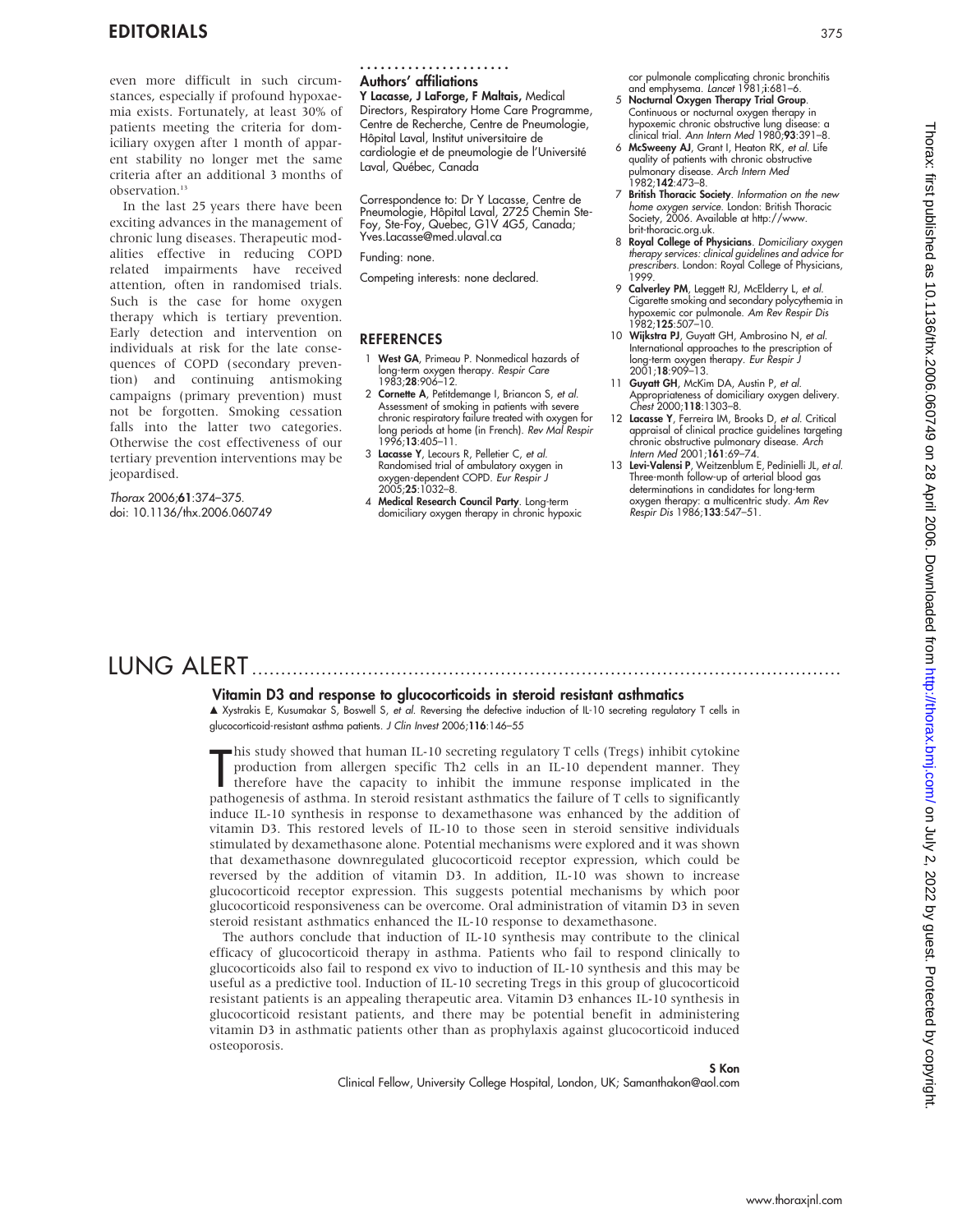even more difficult in such circumstances, especially if profound hypoxaemia exists. Fortunately, at least 30% of patients meeting the criteria for domiciliary oxygen after 1 month of apparent stability no longer met the same criteria after an additional 3 months of observation.[13]

In the last 25 years there have been exciting advances in the management of chronic lung diseases. Therapeutic modalities effective in reducing COPD related impairments have received attention, often in randomised trials. Such is the case for home oxygen therapy which is tertiary prevention. Early detection and intervention on individuals at risk for the late consequences of COPD (secondary prevention) and continuing antismoking campaigns (primary prevention) must not be forgotten. Smoking cessation falls into the latter two categories. Otherwise the cost effectiveness of our tertiary prevention interventions may be jeopardised.

*Thorax* 2006;**61**:374–375.
doi: 10.1136/thx.2006.060749

### Authors' affiliations

**Y Lacasse, J LaForge, F Maltais,** Medical Directors, Respiratory Home Care Programme, Centre de Recherche, Centre de Pneumologie, Hôpital Laval, Institut universitaire de cardiologie et de pneumologie de l'Université Laval, Québec, Canada

Correspondence to: Dr Y Lacasse, Centre de Pneumologie, Hôpital Laval, 2725 Chemin Ste-Foy, Ste-Foy, Quebec, G1V 4G5, Canada; Yves.Lacasse@med.ulaval.ca

Funding: none.

Competing interests: none declared.

## REFERENCES

1. **West GA**, Primeau P. Nonmedical hazards of long-term oxygen therapy. *Respir Care* 1983;**28**:906–12.
2. **Cornette A**, Petitdemange I, Briancon S, *et al*. Assessment of smoking in patients with severe chronic respiratory failure treated with oxygen for long periods at home (in French). *Rev Mal Respir* 1996;**13**:405–11.
3. **Lacasse Y**, Lecours R, Pelletier C, *et al*. Randomised trial of ambulatory oxygen in oxygen-dependent COPD. *Eur Respir J* 2005;**25**:1032–8.
4. **Medical Research Council Party**. Long-term domiciliary oxygen therapy in chronic hypoxic cor pulmonale complicating chronic bronchitis and emphysema. *Lancet* 1981;**i**:681–6.
5. **Nocturnal Oxygen Therapy Trial Group**. Continuous or nocturnal oxygen therapy in hypoxemic chronic obstructive lung disease: a clinical trial. *Ann Intern Med* 1980;**93**:391–8.
6. **McSweeny AJ**, Grant I, Heaton RK, *et al*. Life quality of patients with chronic obstructive pulmonary disease. *Arch Intern Med* 1982;**142**:473–8.
7. **British Thoracic Society**. *Information on the new home oxygen service*. London: British Thoracic Society, 2006. Available at http://www.brit-thoracic.org.uk.
8. **Royal College of Physicians**. *Domiciliary oxygen therapy services: clinical guidelines and advice for prescribers*. London: Royal College of Physicians, 1999.
9. **Calverley PM**, Leggett RJ, McElderry L, *et al*. Cigarette smoking and secondary polycythemia in hypoxemic cor pulmonale. *Am Rev Respir Dis* 1982;**125**:507–10.
10. **Wijkstra PJ**, Guyatt GH, Ambrosino N, *et al*. International approaches to the prescription of long-term oxygen therapy. *Eur Respir J* 2001;**18**:909–13.
11. **Guyatt GH**, McKim DA, Austin P, *et al*. Appropriateness of domiciliary oxygen delivery. *Chest* 2000;**118**:1303–8.
12. **Lacasse Y**, Ferreira IM, Brooks D, *et al*. Critical appraisal of clinical practice guidelines targeting chronic obstructive pulmonary disease. *Arch Intern Med* 2001;**161**:69–74.
13. **Levi-Valensi P**, Weitzenblum E, Pedinielli JL, *et al*. Three-month follow-up of arterial blood gas determinations in candidates for long-term oxygen therapy: a multicentric study. *Am Rev Respir Dis* 1986;**133**:547–51.

# LUNG ALERT

### Vitamin D3 and response to glucocorticoids in steroid resistant asthmatics

▲ Xystrakis E, Kusumakar S, Boswell S, *et al*. Reversing the defective induction of IL-10 secreting regulatory T cells in glucocorticoid-resistant asthma patients. *J Clin Invest* 2006;**116**:146–55

This study showed that human IL-10 secreting regulatory T cells (Tregs) inhibit cytokine production from allergen specific Th2 cells in an IL-10 dependent manner. They therefore have the capacity to inhibit the immune response implicated in the pathogenesis of asthma. In steroid resistant asthmatics the failure of T cells to significantly induce IL-10 synthesis in response to dexamethasone was enhanced by the addition of vitamin D3. This restored levels of IL-10 to those seen in steroid sensitive individuals stimulated by dexamethasone alone. Potential mechanisms were explored and it was shown that dexamethasone downregulated glucocorticoid receptor expression, which could be reversed by the addition of vitamin D3. In addition, IL-10 was shown to increase glucocorticoid receptor expression. This suggests potential mechanisms by which poor glucocorticoid responsiveness can be overcome. Oral administration of vitamin D3 in seven steroid resistant asthmatics enhanced the IL-10 response to dexamethasone.

The authors conclude that induction of IL-10 synthesis may contribute to the clinical efficacy of glucocorticoid therapy in asthma. Patients who fail to respond clinically to glucocorticoids also fail to respond ex vivo to induction of IL-10 synthesis and this may be useful as a predictive tool. Induction of IL-10 secreting Tregs in this group of glucocorticoid resistant patients is an appealing therapeutic area. Vitamin D3 enhances IL-10 synthesis in glucocorticoid resistant patients, and there may be potential benefit in administering vitamin D3 in asthmatic patients other than as prophylaxis against glucocorticoid induced osteoporosis.

**S Kon**
Clinical Fellow, University College Hospital, London, UK; Samanthakon@aol.com